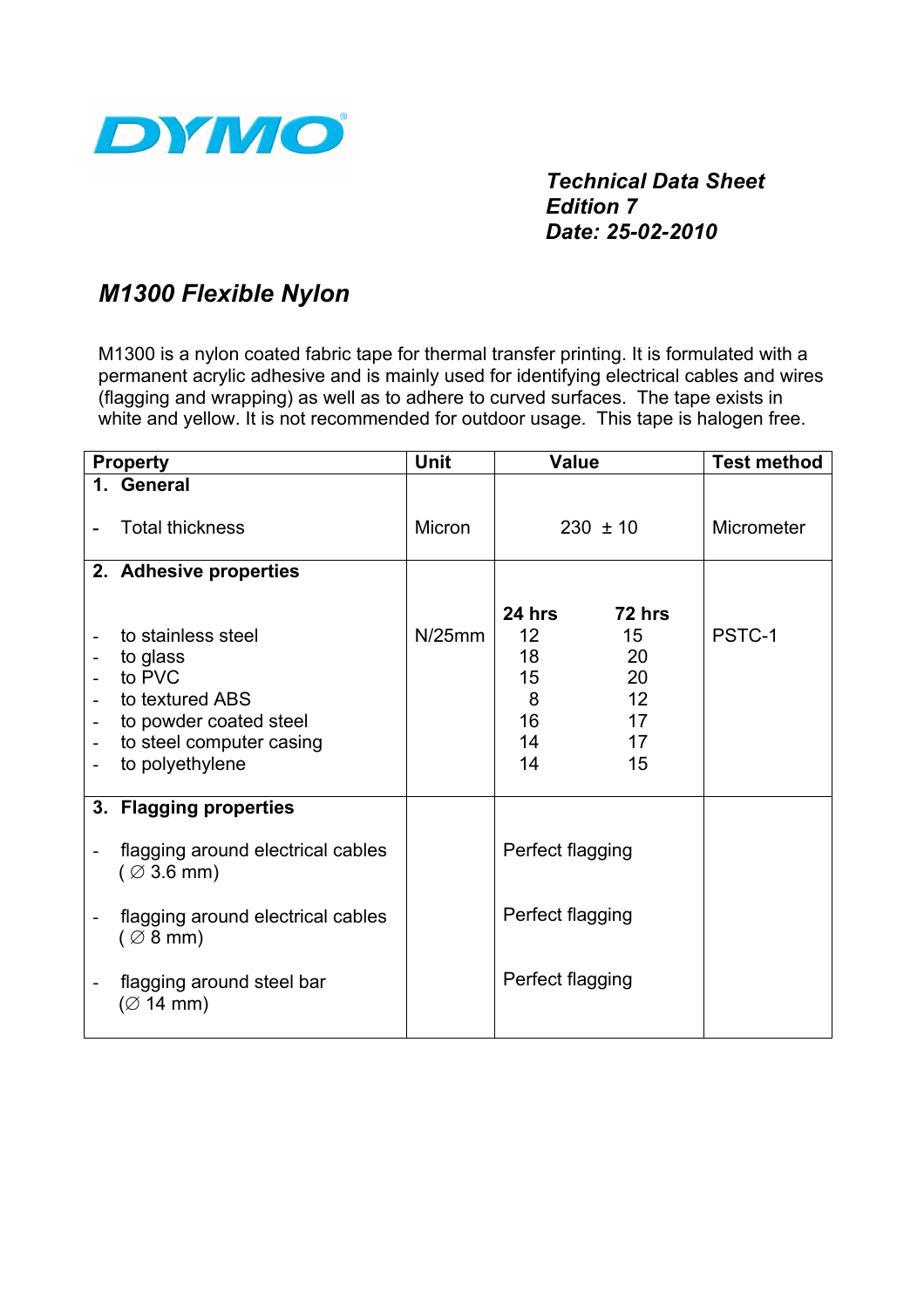DYMO

***Technical Data Sheet***
***Edition 7***
***Date: 25-02-2010***

## *M1300 Flexible Nylon*

M1300 is a nylon coated fabric tape for thermal transfer printing. It is formulated with a permanent acrylic adhesive and is mainly used for identifying electrical cables and wires (flagging and wrapping) as well as to adhere to curved surfaces. The tape exists in white and yellow. It is not recommended for outdoor usage. This tape is halogen free.

| Property | Unit | Value | | Test method |
|---|---|---|---|---|
| **1. General** | | | | |
| - Total thickness | Micron | 230 ± 10 | | Micrometer |
| **2. Adhesive properties** | | **24 hrs** | **72 hrs** | |
| - to stainless steel | N/25mm | 12 | 15 | PSTC-1 |
| - to glass | | 18 | 20 | |
| - to PVC | | 15 | 20 | |
| - to textured ABS | | 8 | 12 | |
| - to powder coated steel | | 16 | 17 | |
| - to steel computer casing | | 14 | 17 | |
| - to polyethylene | | 14 | 15 | |
| **3. Flagging properties** | | | | |
| - flagging around electrical cables (∅ 3.6 mm) | | Perfect flagging | | |
| - flagging around electrical cables (∅ 8 mm) | | Perfect flagging | | |
| - flagging around steel bar (∅ 14 mm) | | Perfect flagging | | |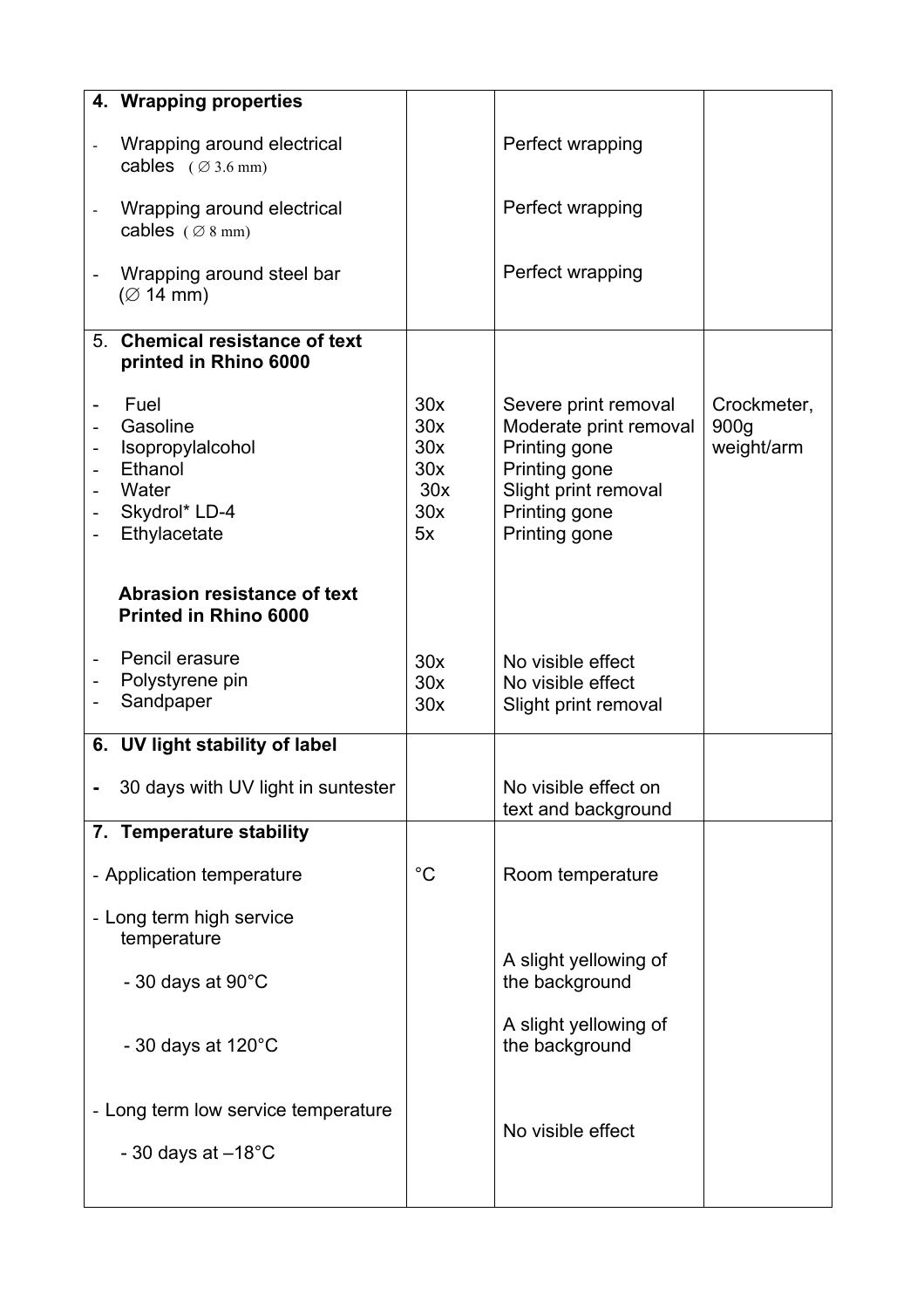| | | | |
|---|---|---|---|
| **4. Wrapping properties** | | | |
| - Wrapping around electrical cables (∅ 3.6 mm) | | Perfect wrapping | |
| - Wrapping around electrical cables (∅ 8 mm) | | Perfect wrapping | |
| - Wrapping around steel bar (∅ 14 mm) | | Perfect wrapping | |
| **5. Chemical resistance of text printed in Rhino 6000** | | | |
| - Fuel | 30x | Severe print removal | Crockmeter, 900g weight/arm |
| - Gasoline | 30x | Moderate print removal | |
| - Isopropylalcohol | 30x | Printing gone | |
| - Ethanol | 30x | Printing gone | |
| - Water | 30x | Slight print removal | |
| - Skydrol* LD-4 | 30x | Printing gone | |
| - Ethylacetate | 5x | Printing gone | |
| **Abrasion resistance of text Printed in Rhino 6000** | | | |
| - Pencil erasure | 30x | No visible effect | |
| - Polystyrene pin | 30x | No visible effect | |
| - Sandpaper | 30x | Slight print removal | |
| **6. UV light stability of label** | | | |
| - 30 days with UV light in suntester | | No visible effect on text and background | |
| **7. Temperature stability** | | | |
| - Application temperature | °C | Room temperature | |
| - Long term high service temperature | | | |
| - 30 days at 90°C | | A slight yellowing of the background | |
| - 30 days at 120°C | | A slight yellowing of the background | |
| - Long term low service temperature | | | |
| - 30 days at –18°C | | No visible effect | |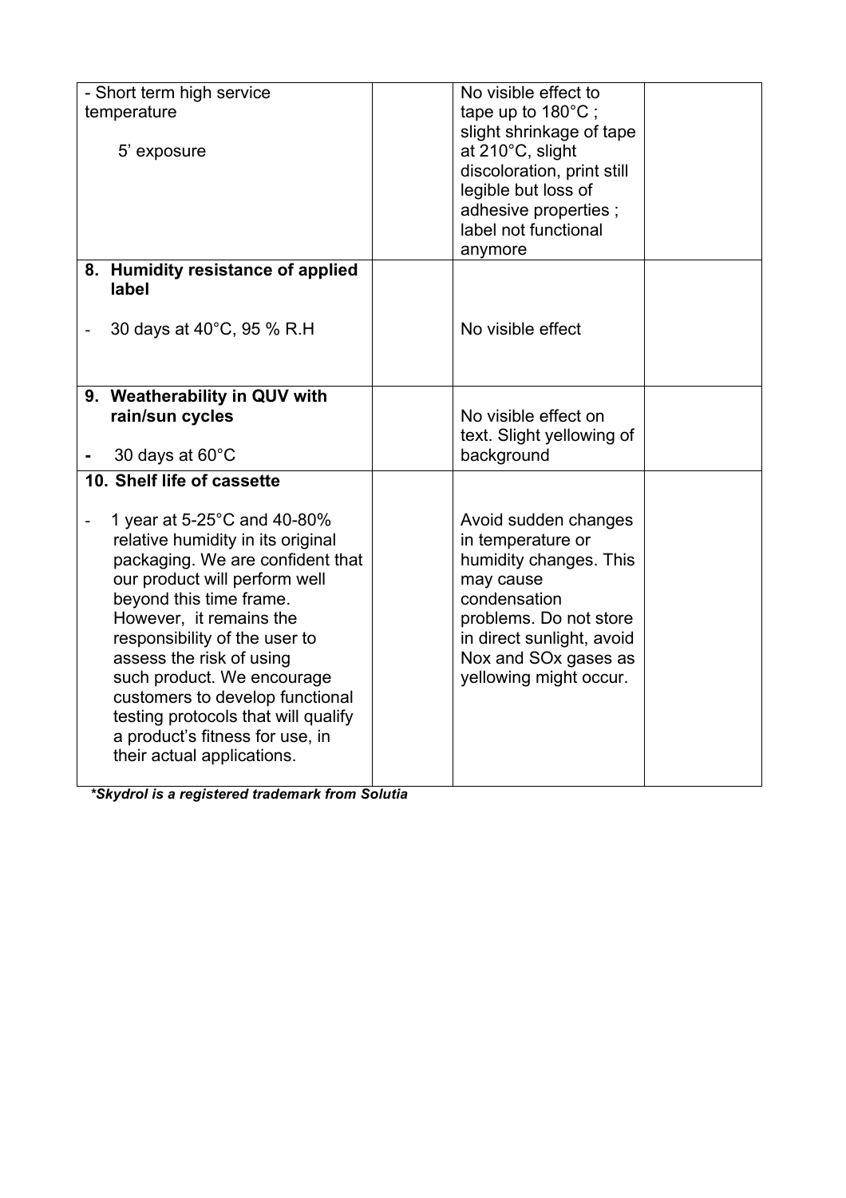| | | | |
|---|---|---|---|
| - Short term high service temperature<br><br>5' exposure | | No visible effect to tape up to 180°C ; slight shrinkage of tape at 210°C, slight discoloration, print still legible but loss of adhesive properties ; label not functional anymore | |
| **8. Humidity resistance of applied label**<br><br>- 30 days at 40°C, 95 % R.H | | No visible effect | |
| **9. Weatherability in QUV with rain/sun cycles**<br><br>- 30 days at 60°C | | No visible effect on text. Slight yellowing of background | |
| **10. Shelf life of cassette**<br><br>- 1 year at 5-25°C and 40-80% relative humidity in its original packaging. We are confident that our product will perform well beyond this time frame. However, it remains the responsibility of the user to assess the risk of using such product. We encourage customers to develop functional testing protocols that will qualify a product's fitness for use, in their actual applications. | | Avoid sudden changes in temperature or humidity changes. This may cause condensation problems. Do not store in direct sunlight, avoid Nox and SOx gases as yellowing might occur. | |

***Skydrol is a registered trademark from Solutia**